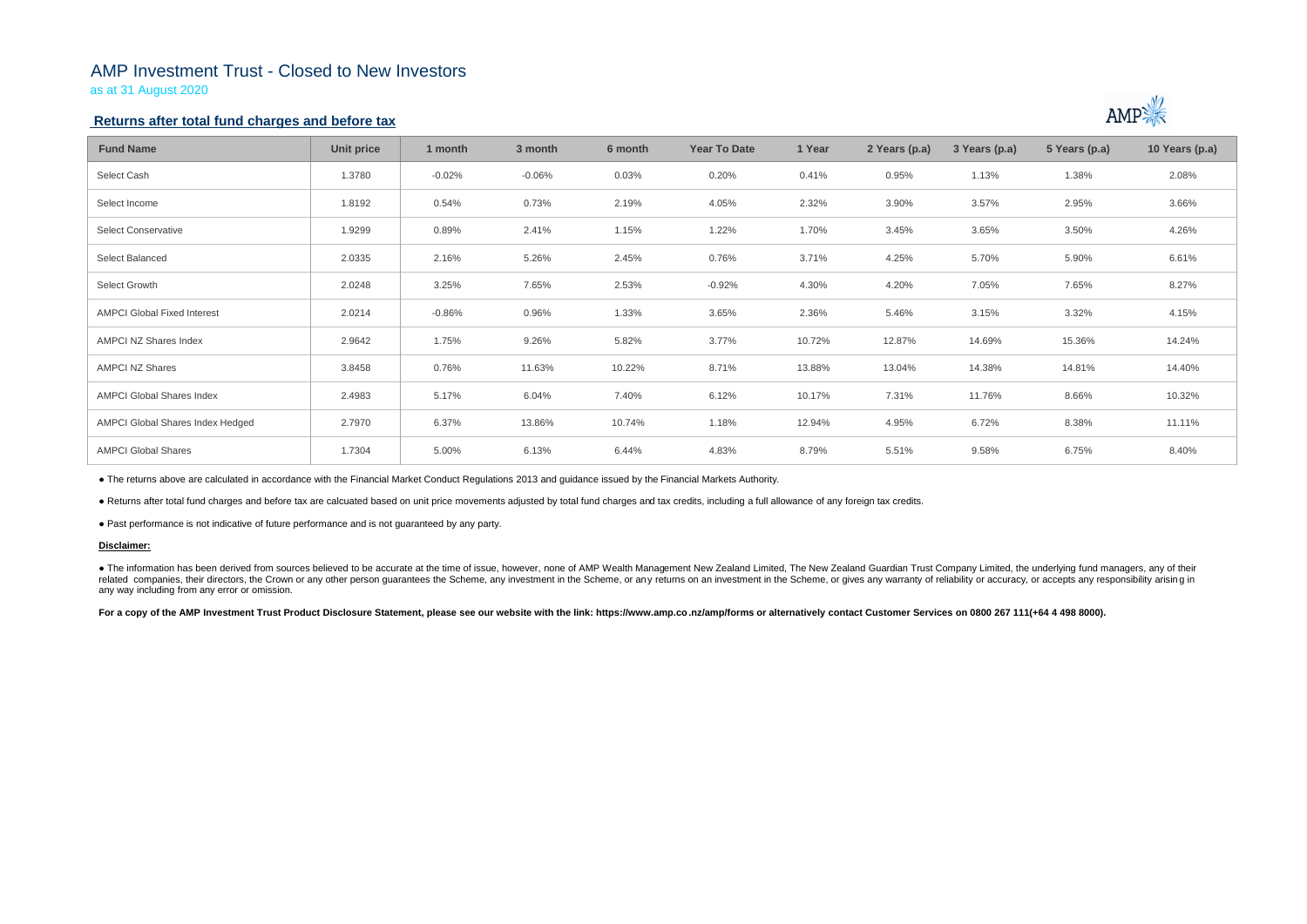# AMP Investment Trust - Closed to New Investors

as at 31 August 2020

## Returns after total fund charges and before tax

| Fund Name | Unit price | 1 month | 3 month | 6 month | Year To Date | 1 Year | 2 Years (p.a) | 3 Years (p.a) | 5 Years (p.a) | 10 Years (p.a) |
|---|---|---|---|---|---|---|---|---|---|---|
| Select Cash | 1.3780 | -0.02% | -0.06% | 0.03% | 0.20% | 0.41% | 0.95% | 1.13% | 1.38% | 2.08% |
| Select Income | 1.8192 | 0.54% | 0.73% | 2.19% | 4.05% | 2.32% | 3.90% | 3.57% | 2.95% | 3.66% |
| Select Conservative | 1.9299 | 0.89% | 2.41% | 1.15% | 1.22% | 1.70% | 3.45% | 3.65% | 3.50% | 4.26% |
| Select Balanced | 2.0335 | 2.16% | 5.26% | 2.45% | 0.76% | 3.71% | 4.25% | 5.70% | 5.90% | 6.61% |
| Select Growth | 2.0248 | 3.25% | 7.65% | 2.53% | -0.92% | 4.30% | 4.20% | 7.05% | 7.65% | 8.27% |
| AMPCI Global Fixed Interest | 2.0214 | -0.86% | 0.96% | 1.33% | 3.65% | 2.36% | 5.46% | 3.15% | 3.32% | 4.15% |
| AMPCI NZ Shares Index | 2.9642 | 1.75% | 9.26% | 5.82% | 3.77% | 10.72% | 12.87% | 14.69% | 15.36% | 14.24% |
| AMPCI NZ Shares | 3.8458 | 0.76% | 11.63% | 10.22% | 8.71% | 13.88% | 13.04% | 14.38% | 14.81% | 14.40% |
| AMPCI Global Shares Index | 2.4983 | 5.17% | 6.04% | 7.40% | 6.12% | 10.17% | 7.31% | 11.76% | 8.66% | 10.32% |
| AMPCI Global Shares Index Hedged | 2.7970 | 6.37% | 13.86% | 10.74% | 1.18% | 12.94% | 4.95% | 6.72% | 8.38% | 11.11% |
| AMPCI Global Shares | 1.7304 | 5.00% | 6.13% | 6.44% | 4.83% | 8.79% | 5.51% | 9.58% | 6.75% | 8.40% |

- The returns above are calculated in accordance with the Financial Market Conduct Regulations 2013 and guidance issued by the Financial Markets Authority.
- Returns after total fund charges and before tax are calcuated based on unit price movements adjusted by total fund charges and tax credits, including a full allowance of any foreign tax credits.
- Past performance is not indicative of future performance and is not guaranteed by any party.

**Disclaimer:**

- The information has been derived from sources believed to be accurate at the time of issue, however, none of AMP Wealth Management New Zealand Limited, The New Zealand Guardian Trust Company Limited, the underlying fund managers, any of their related companies, their directors, the Crown or any other person guarantees the Scheme, any investment in the Scheme, or any returns on an investment in the Scheme, or gives any warranty of reliability or accuracy, or accepts any responsibility arising in any way including from any error or omission.

**For a copy of the AMP Investment Trust Product Disclosure Statement, please see our website with the link: https://www.amp.co.nz/amp/forms or alternatively contact Customer Services on 0800 267 111(+64 4 498 8000).**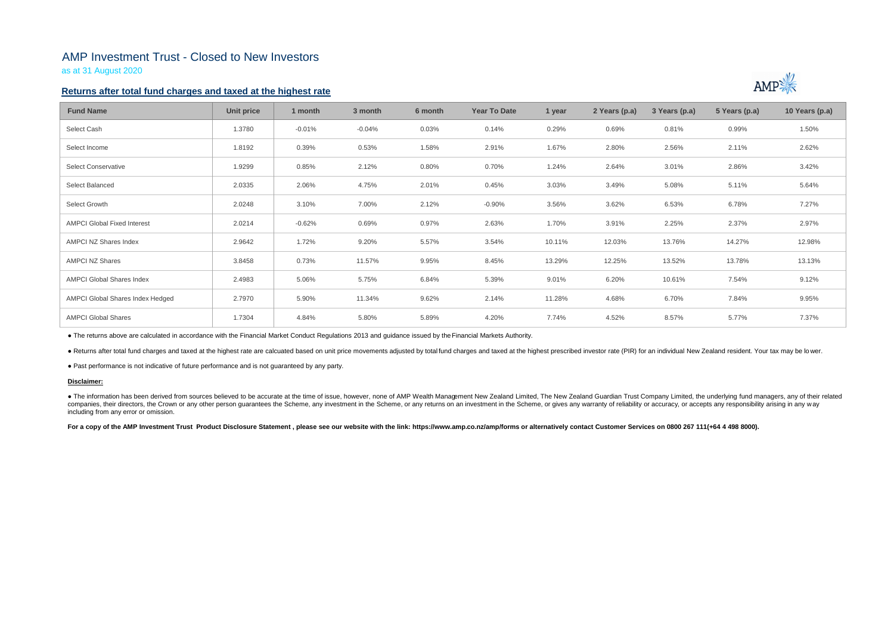# AMP Investment Trust - Closed to New Investors

as at 31 August 2020

## Returns after total fund charges and taxed at the highest rate

| Fund Name | Unit price | 1 month | 3 month | 6 month | Year To Date | 1 year | 2 Years (p.a) | 3 Years (p.a) | 5 Years (p.a) | 10 Years (p.a) |
|---|---|---|---|---|---|---|---|---|---|---|
| Select Cash | 1.3780 | -0.01% | -0.04% | 0.03% | 0.14% | 0.29% | 0.69% | 0.81% | 0.99% | 1.50% |
| Select Income | 1.8192 | 0.39% | 0.53% | 1.58% | 2.91% | 1.67% | 2.80% | 2.56% | 2.11% | 2.62% |
| Select Conservative | 1.9299 | 0.85% | 2.12% | 0.80% | 0.70% | 1.24% | 2.64% | 3.01% | 2.86% | 3.42% |
| Select Balanced | 2.0335 | 2.06% | 4.75% | 2.01% | 0.45% | 3.03% | 3.49% | 5.08% | 5.11% | 5.64% |
| Select Growth | 2.0248 | 3.10% | 7.00% | 2.12% | -0.90% | 3.56% | 3.62% | 6.53% | 6.78% | 7.27% |
| AMPCI Global Fixed Interest | 2.0214 | -0.62% | 0.69% | 0.97% | 2.63% | 1.70% | 3.91% | 2.25% | 2.37% | 2.97% |
| AMPCI NZ Shares Index | 2.9642 | 1.72% | 9.20% | 5.57% | 3.54% | 10.11% | 12.03% | 13.76% | 14.27% | 12.98% |
| AMPCI NZ Shares | 3.8458 | 0.73% | 11.57% | 9.95% | 8.45% | 13.29% | 12.25% | 13.52% | 13.78% | 13.13% |
| AMPCI Global Shares Index | 2.4983 | 5.06% | 5.75% | 6.84% | 5.39% | 9.01% | 6.20% | 10.61% | 7.54% | 9.12% |
| AMPCI Global Shares Index Hedged | 2.7970 | 5.90% | 11.34% | 9.62% | 2.14% | 11.28% | 4.68% | 6.70% | 7.84% | 9.95% |
| AMPCI Global Shares | 1.7304 | 4.84% | 5.80% | 5.89% | 4.20% | 7.74% | 4.52% | 8.57% | 5.77% | 7.37% |

● The returns above are calculated in accordance with the Financial Market Conduct Regulations 2013 and guidance issued by the Financial Markets Authority.

● Returns after total fund charges and taxed at the highest rate are calcuated based on unit price movements adjusted by total fund charges and taxed at the highest prescribed investor rate (PIR) for an individual New Zealand resident. Your tax may be lower.

● Past performance is not indicative of future performance and is not guaranteed by any party.

**Disclaimer:**

● The information has been derived from sources believed to be accurate at the time of issue, however, none of AMP Wealth Management New Zealand Limited, The New Zealand Guardian Trust Company Limited, the underlying fund managers, any of their related companies, their directors, the Crown or any other person guarantees the Scheme, any investment in the Scheme, or any returns on an investment in the Scheme, or gives any warranty of reliability or accuracy, or accepts any responsibility arising in any way including from any error or omission.

**For a copy of the AMP Investment Trust Product Disclosure Statement , please see our website with the link: https://www.amp.co.nz/amp/forms or alternatively contact Customer Services on 0800 267 111(+64 4 498 8000).**